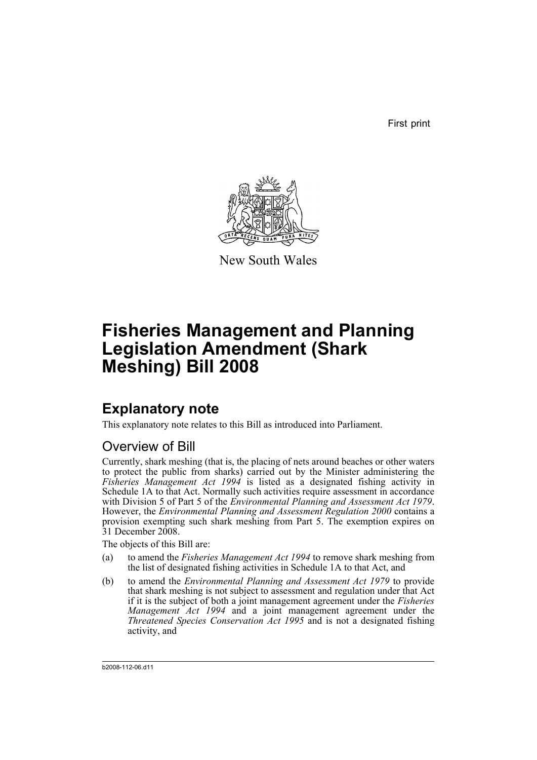First print

New South Wales

# Fisheries Management and Planning Legislation Amendment (Shark Meshing) Bill 2008

## Explanatory note

This explanatory note relates to this Bill as introduced into Parliament.

### Overview of Bill

Currently, shark meshing (that is, the placing of nets around beaches or other waters to protect the public from sharks) carried out by the Minister administering the *Fisheries Management Act 1994* is listed as a designated fishing activity in Schedule 1A to that Act. Normally such activities require assessment in accordance with Division 5 of Part 5 of the *Environmental Planning and Assessment Act 1979*. However, the *Environmental Planning and Assessment Regulation 2000* contains a provision exempting such shark meshing from Part 5. The exemption expires on 31 December 2008.

The objects of this Bill are:

(a) to amend the *Fisheries Management Act 1994* to remove shark meshing from the list of designated fishing activities in Schedule 1A to that Act, and

(b) to amend the *Environmental Planning and Assessment Act 1979* to provide that shark meshing is not subject to assessment and regulation under that Act if it is the subject of both a joint management agreement under the *Fisheries Management Act 1994* and a joint management agreement under the *Threatened Species Conservation Act 1995* and is not a designated fishing activity, and

b2008-112-06.d11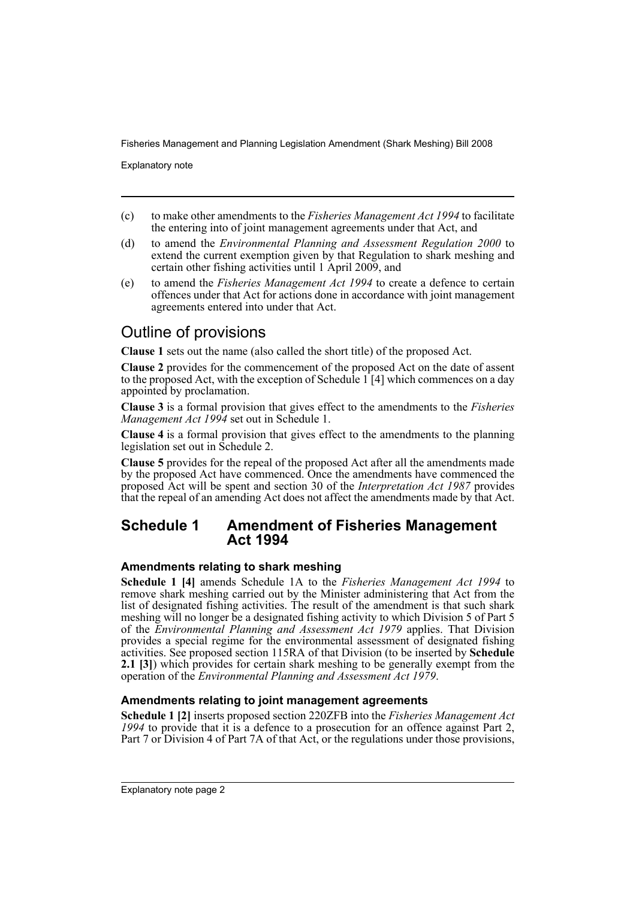(c) to make other amendments to the *Fisheries Management Act 1994* to facilitate the entering into of joint management agreements under that Act, and

(d) to amend the *Environmental Planning and Assessment Regulation 2000* to extend the current exemption given by that Regulation to shark meshing and certain other fishing activities until 1 April 2009, and

(e) to amend the *Fisheries Management Act 1994* to create a defence to certain offences under that Act for actions done in accordance with joint management agreements entered into under that Act.

## Outline of provisions

**Clause 1** sets out the name (also called the short title) of the proposed Act.

**Clause 2** provides for the commencement of the proposed Act on the date of assent to the proposed Act, with the exception of Schedule 1 [4] which commences on a day appointed by proclamation.

**Clause 3** is a formal provision that gives effect to the amendments to the *Fisheries Management Act 1994* set out in Schedule 1.

**Clause 4** is a formal provision that gives effect to the amendments to the planning legislation set out in Schedule 2.

**Clause 5** provides for the repeal of the proposed Act after all the amendments made by the proposed Act have commenced. Once the amendments have commenced the proposed Act will be spent and section 30 of the *Interpretation Act 1987* provides that the repeal of an amending Act does not affect the amendments made by that Act.

## Schedule 1 Amendment of Fisheries Management Act 1994

### Amendments relating to shark meshing

**Schedule 1 [4]** amends Schedule 1A to the *Fisheries Management Act 1994* to remove shark meshing carried out by the Minister administering that Act from the list of designated fishing activities. The result of the amendment is that such shark meshing will no longer be a designated fishing activity to which Division 5 of Part 5 of the *Environmental Planning and Assessment Act 1979* applies. That Division provides a special regime for the environmental assessment of designated fishing activities. See proposed section 115RA of that Division (to be inserted by **Schedule 2.1 [3]**) which provides for certain shark meshing to be generally exempt from the operation of the *Environmental Planning and Assessment Act 1979*.

### Amendments relating to joint management agreements

**Schedule 1 [2]** inserts proposed section 220ZFB into the *Fisheries Management Act 1994* to provide that it is a defence to a prosecution for an offence against Part 2, Part 7 or Division 4 of Part 7A of that Act, or the regulations under those provisions,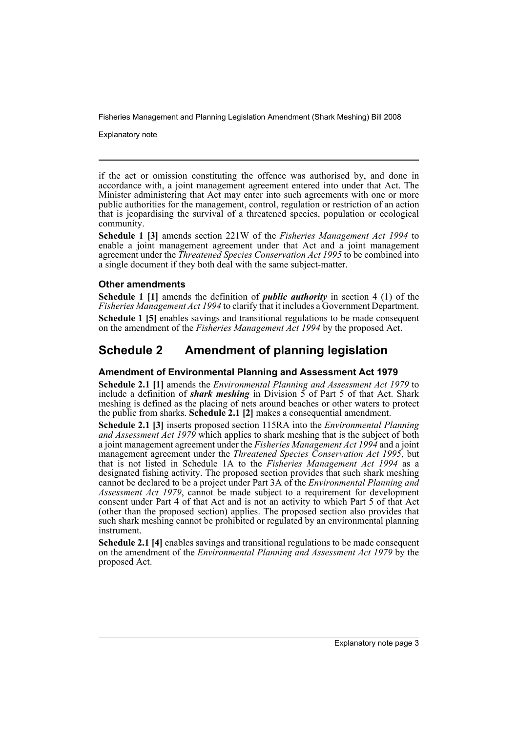if the act or omission constituting the offence was authorised by, and done in accordance with, a joint management agreement entered into under that Act. The Minister administering that Act may enter into such agreements with one or more public authorities for the management, control, regulation or restriction of an action that is jeopardising the survival of a threatened species, population or ecological community.

**Schedule 1 [3]** amends section 221W of the *Fisheries Management Act 1994* to enable a joint management agreement under that Act and a joint management agreement under the *Threatened Species Conservation Act 1995* to be combined into a single document if they both deal with the same subject-matter.

### Other amendments

**Schedule 1 [1]** amends the definition of ***public authority*** in section 4 (1) of the *Fisheries Management Act 1994* to clarify that it includes a Government Department.

**Schedule 1 [5]** enables savings and transitional regulations to be made consequent on the amendment of the *Fisheries Management Act 1994* by the proposed Act.

## Schedule 2 Amendment of planning legislation

### Amendment of Environmental Planning and Assessment Act 1979

**Schedule 2.1 [1]** amends the *Environmental Planning and Assessment Act 1979* to include a definition of ***shark meshing*** in Division 5 of Part 5 of that Act. Shark meshing is defined as the placing of nets around beaches or other waters to protect the public from sharks. **Schedule 2.1 [2]** makes a consequential amendment.

**Schedule 2.1 [3]** inserts proposed section 115RA into the *Environmental Planning and Assessment Act 1979* which applies to shark meshing that is the subject of both a joint management agreement under the *Fisheries Management Act 1994* and a joint management agreement under the *Threatened Species Conservation Act 1995*, but that is not listed in Schedule 1A to the *Fisheries Management Act 1994* as a designated fishing activity. The proposed section provides that such shark meshing cannot be declared to be a project under Part 3A of the *Environmental Planning and Assessment Act 1979*, cannot be made subject to a requirement for development consent under Part 4 of that Act and is not an activity to which Part 5 of that Act (other than the proposed section) applies. The proposed section also provides that such shark meshing cannot be prohibited or regulated by an environmental planning instrument.

**Schedule 2.1 [4]** enables savings and transitional regulations to be made consequent on the amendment of the *Environmental Planning and Assessment Act 1979* by the proposed Act.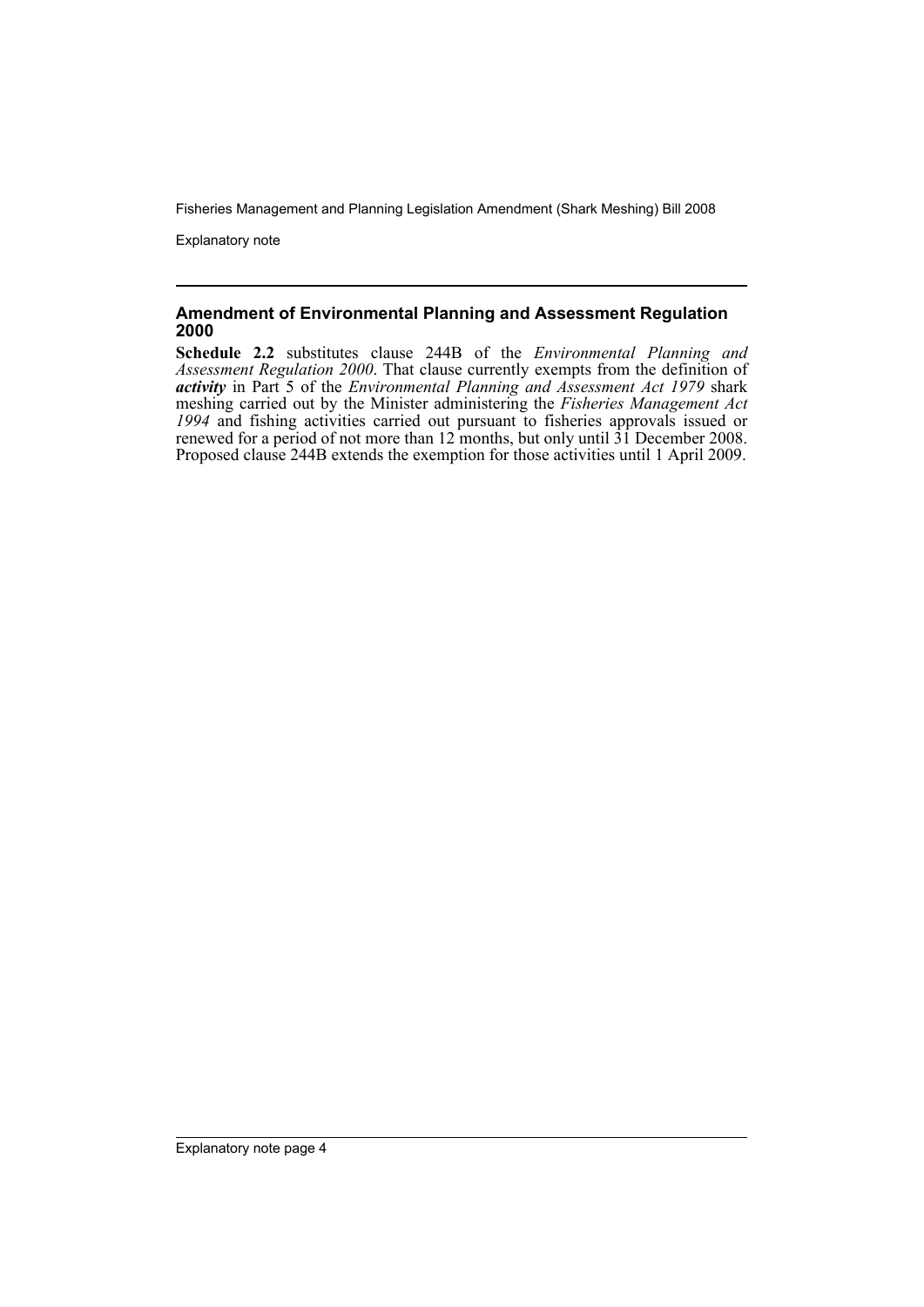## Amendment of Environmental Planning and Assessment Regulation 2000

**Schedule 2.2** substitutes clause 244B of the *Environmental Planning and Assessment Regulation 2000*. That clause currently exempts from the definition of ***activity*** in Part 5 of the *Environmental Planning and Assessment Act 1979* shark meshing carried out by the Minister administering the *Fisheries Management Act 1994* and fishing activities carried out pursuant to fisheries approvals issued or renewed for a period of not more than 12 months, but only until 31 December 2008. Proposed clause 244B extends the exemption for those activities until 1 April 2009.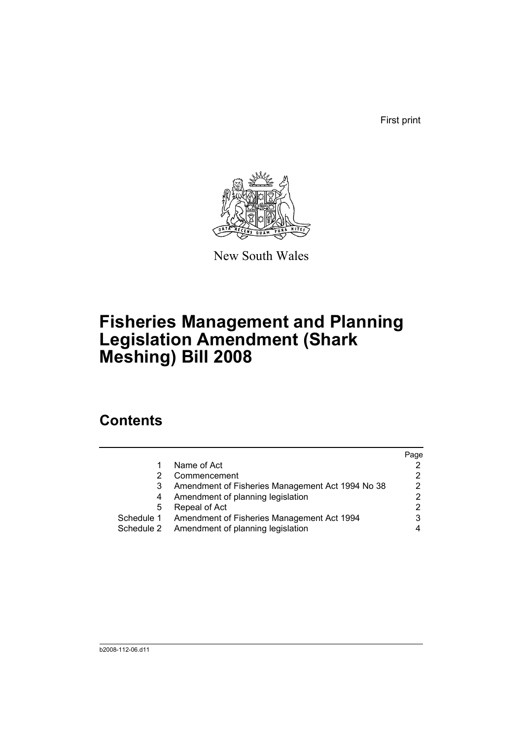First print

New South Wales

# Fisheries Management and Planning Legislation Amendment (Shark Meshing) Bill 2008

## Contents

| | | Page |
|---|---|---|
| 1 | Name of Act | 2 |
| 2 | Commencement | 2 |
| 3 | Amendment of Fisheries Management Act 1994 No 38 | 2 |
| 4 | Amendment of planning legislation | 2 |
| 5 | Repeal of Act | 2 |
| Schedule 1 | Amendment of Fisheries Management Act 1994 | 3 |
| Schedule 2 | Amendment of planning legislation | 4 |

b2008-112-06.d11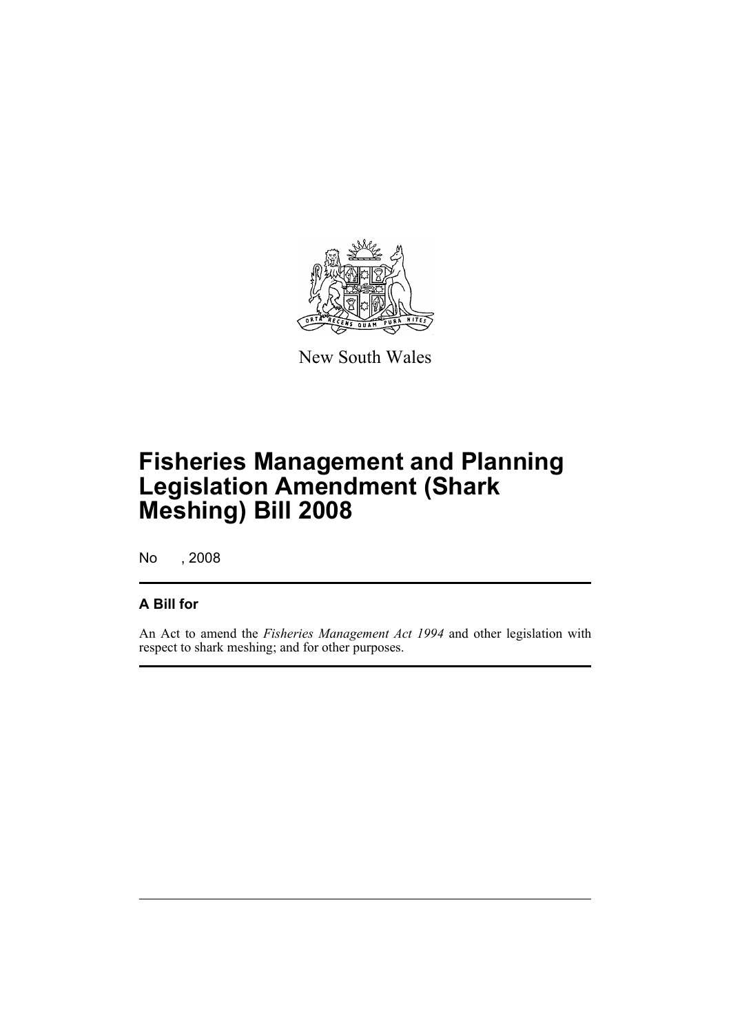New South Wales

# Fisheries Management and Planning Legislation Amendment (Shark Meshing) Bill 2008

No , 2008

## A Bill for

An Act to amend the *Fisheries Management Act 1994* and other legislation with respect to shark meshing; and for other purposes.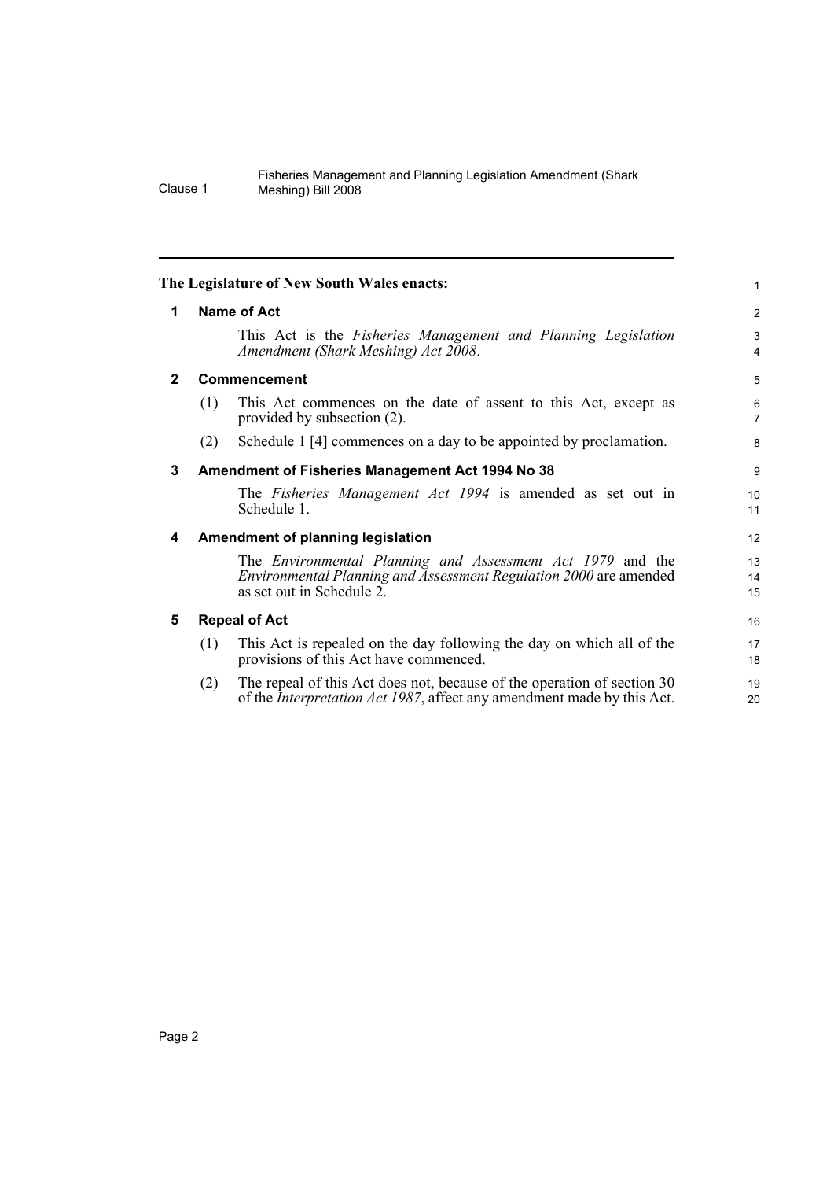**The Legislature of New South Wales enacts:**

## 1 Name of Act

This Act is the *Fisheries Management and Planning Legislation Amendment (Shark Meshing) Act 2008*.

## 2 Commencement

(1) This Act commences on the date of assent to this Act, except as provided by subsection (2).

(2) Schedule 1 [4] commences on a day to be appointed by proclamation.

## 3 Amendment of Fisheries Management Act 1994 No 38

The *Fisheries Management Act 1994* is amended as set out in Schedule 1.

## 4 Amendment of planning legislation

The *Environmental Planning and Assessment Act 1979* and the *Environmental Planning and Assessment Regulation 2000* are amended as set out in Schedule 2.

## 5 Repeal of Act

(1) This Act is repealed on the day following the day on which all of the provisions of this Act have commenced.

(2) The repeal of this Act does not, because of the operation of section 30 of the *Interpretation Act 1987*, affect any amendment made by this Act.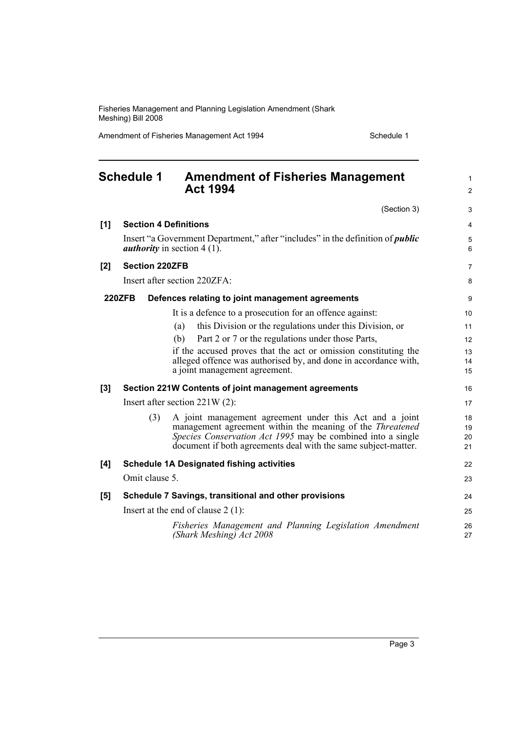# Schedule 1 Amendment of Fisheries Management Act 1994

(Section 3)

**[1] Section 4 Definitions**

Insert "a Government Department," after "includes" in the definition of ***public authority*** in section 4 (1).

**[2] Section 220ZFB**

Insert after section 220ZFA:

**220ZFB Defences relating to joint management agreements**

It is a defence to a prosecution for an offence against:

(a) this Division or the regulations under this Division, or

(b) Part 2 or 7 or the regulations under those Parts,

if the accused proves that the act or omission constituting the alleged offence was authorised by, and done in accordance with, a joint management agreement.

**[3] Section 221W Contents of joint management agreements**

Insert after section 221W (2):

(3) A joint management agreement under this Act and a joint management agreement within the meaning of the *Threatened Species Conservation Act 1995* may be combined into a single document if both agreements deal with the same subject-matter.

**[4] Schedule 1A Designated fishing activities**

Omit clause 5.

**[5] Schedule 7 Savings, transitional and other provisions**

Insert at the end of clause 2 (1):

*Fisheries Management and Planning Legislation Amendment (Shark Meshing) Act 2008*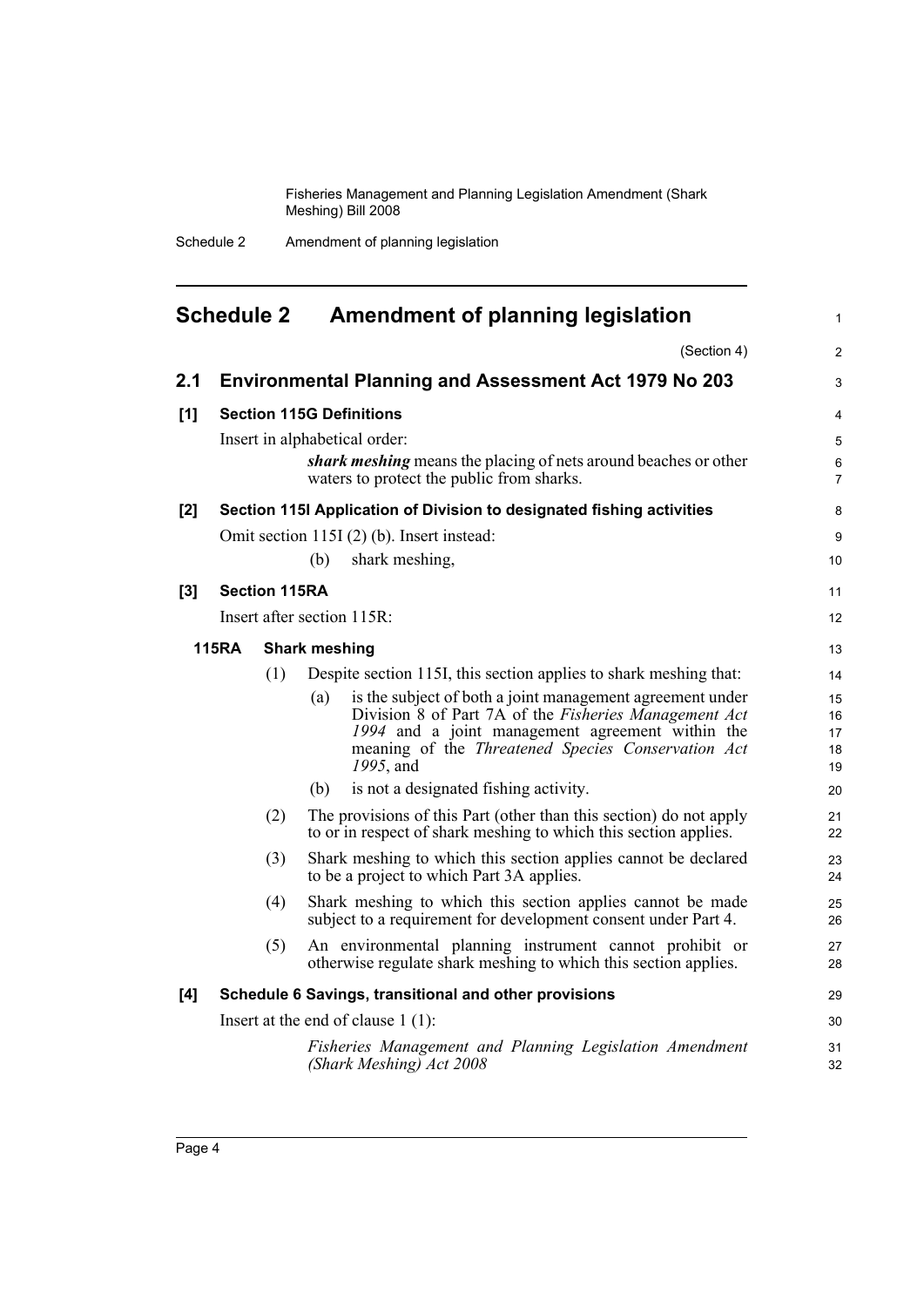# Schedule 2 Amendment of planning legislation

(Section 4)

## 2.1 Environmental Planning and Assessment Act 1979 No 203

### [1] Section 115G Definitions

Insert in alphabetical order:

> ***shark meshing*** means the placing of nets around beaches or other waters to protect the public from sharks.

### [2] Section 115I Application of Division to designated fishing activities

Omit section 115I (2) (b). Insert instead:

> (b) shark meshing,

### [3] Section 115RA

Insert after section 115R:

**115RA Shark meshing**

(1) Despite section 115I, this section applies to shark meshing that:

- (a) is the subject of both a joint management agreement under Division 8 of Part 7A of the *Fisheries Management Act 1994* and a joint management agreement within the meaning of the *Threatened Species Conservation Act 1995*, and
- (b) is not a designated fishing activity.

(2) The provisions of this Part (other than this section) do not apply to or in respect of shark meshing to which this section applies.

(3) Shark meshing to which this section applies cannot be declared to be a project to which Part 3A applies.

(4) Shark meshing to which this section applies cannot be made subject to a requirement for development consent under Part 4.

(5) An environmental planning instrument cannot prohibit or otherwise regulate shark meshing to which this section applies.

### [4] Schedule 6 Savings, transitional and other provisions

Insert at the end of clause 1 (1):

> *Fisheries Management and Planning Legislation Amendment (Shark Meshing) Act 2008*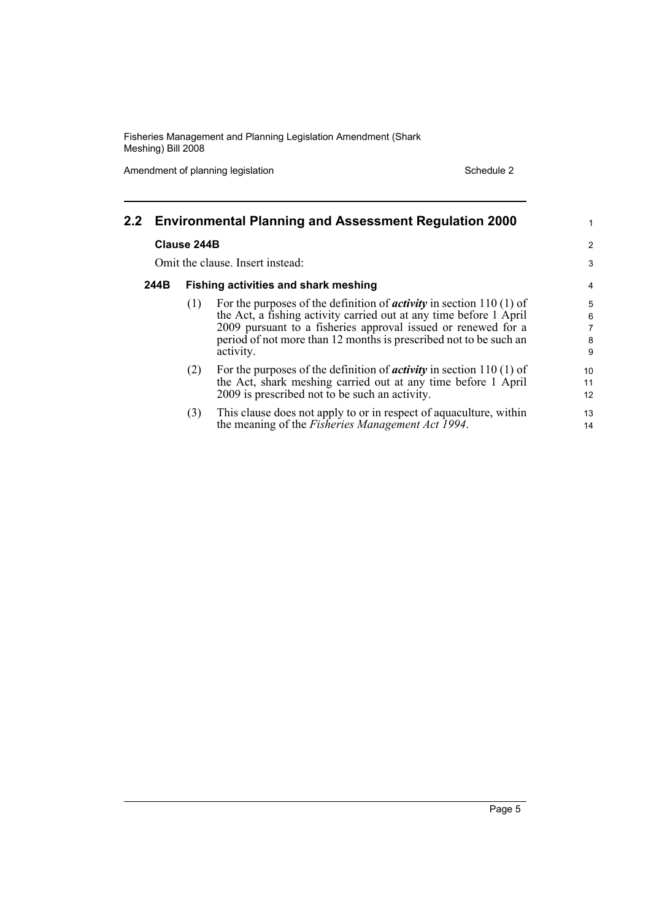## 2.2 Environmental Planning and Assessment Regulation 2000

### Clause 244B

Omit the clause. Insert instead:

### 244B Fishing activities and shark meshing

(1) For the purposes of the definition of ***activity*** in section 110 (1) of the Act, a fishing activity carried out at any time before 1 April 2009 pursuant to a fisheries approval issued or renewed for a period of not more than 12 months is prescribed not to be such an activity.

(2) For the purposes of the definition of ***activity*** in section 110 (1) of the Act, shark meshing carried out at any time before 1 April 2009 is prescribed not to be such an activity.

(3) This clause does not apply to or in respect of aquaculture, within the meaning of the *Fisheries Management Act 1994*.